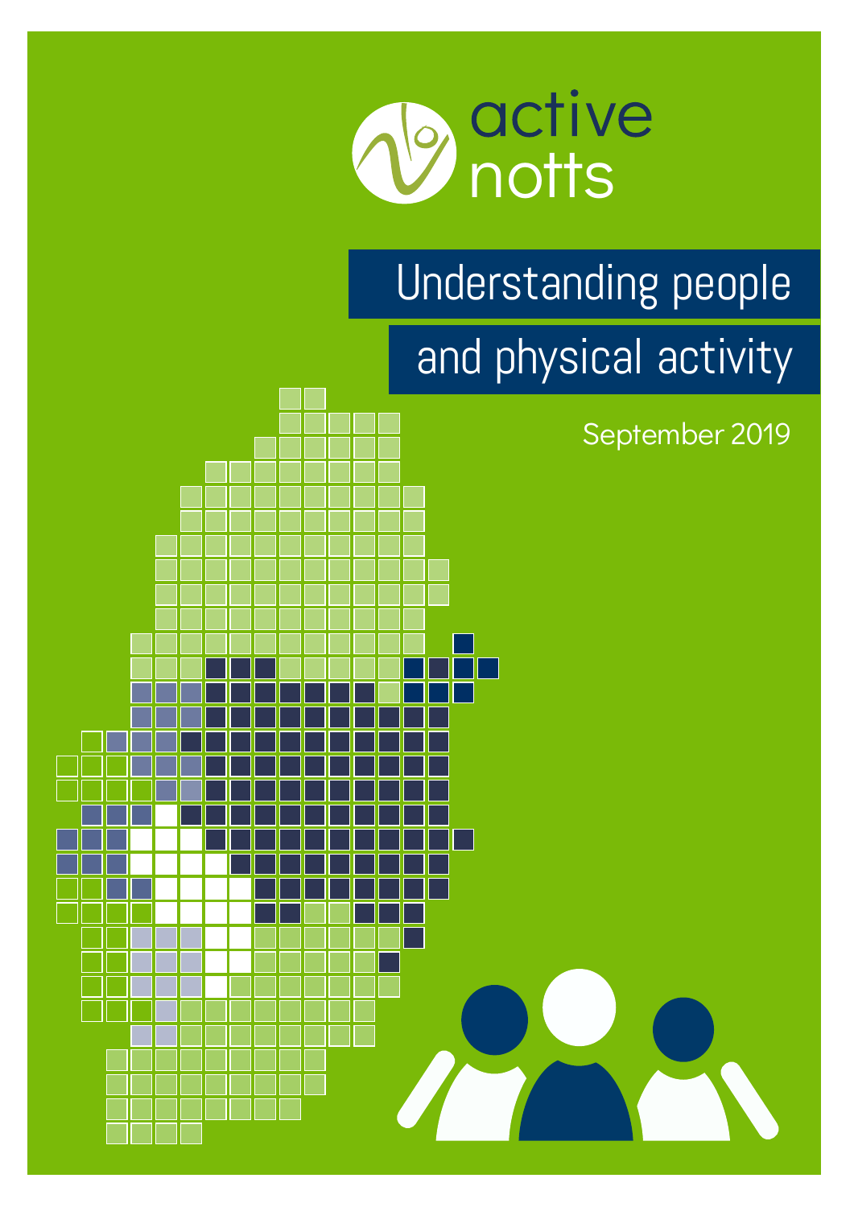active notts

# Understanding people and physical activity

September 2019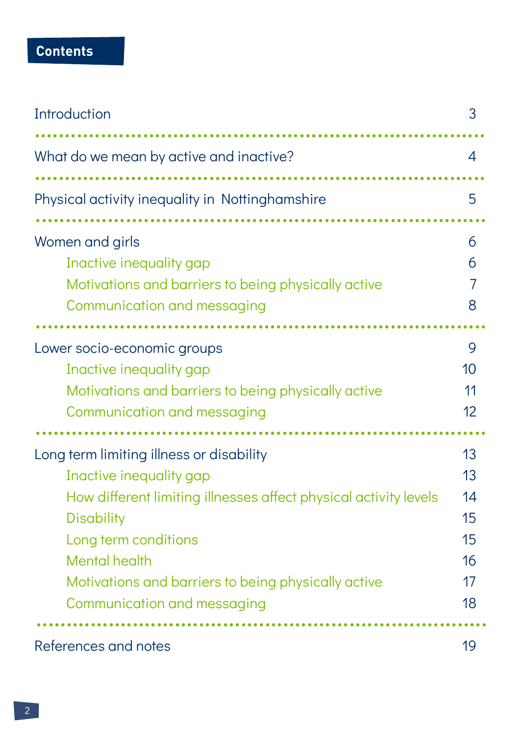## Contents

| | |
|---|---|
| Introduction | 3 |
| What do we mean by active and inactive? | 4 |
| Physical activity inequality in Nottinghamshire | 5 |
| Women and girls | 6 |
| Inactive inequality gap | 6 |
| Motivations and barriers to being physically active | 7 |
| Communication and messaging | 8 |
| Lower socio-economic groups | 9 |
| Inactive inequality gap | 10 |
| Motivations and barriers to being physically active | 11 |
| Communication and messaging | 12 |
| Long term limiting illness or disability | 13 |
| Inactive inequality gap | 13 |
| How different limiting illnesses affect physical activity levels | 14 |
| Disability | 15 |
| Long term conditions | 15 |
| Mental health | 16 |
| Motivations and barriers to being physically active | 17 |
| Communication and messaging | 18 |
| References and notes | 19 |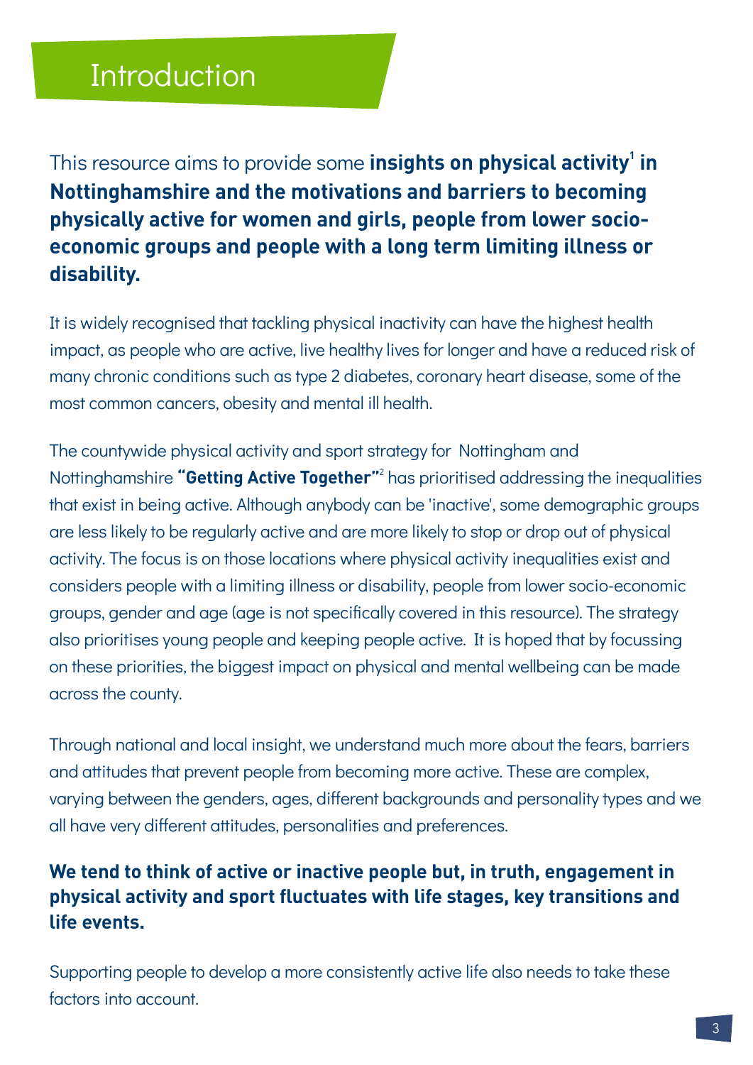# Introduction

This resource aims to provide some **insights on physical activity[1] in Nottinghamshire and the motivations and barriers to becoming physically active for women and girls, people from lower socio-economic groups and people with a long term limiting illness or disability.**

It is widely recognised that tackling physical inactivity can have the highest health impact, as people who are active, live healthy lives for longer and have a reduced risk of many chronic conditions such as type 2 diabetes, coronary heart disease, some of the most common cancers, obesity and mental ill health.

The countywide physical activity and sport strategy for Nottingham and Nottinghamshire **"Getting Active Together"**[2] has prioritised addressing the inequalities that exist in being active. Although anybody can be 'inactive', some demographic groups are less likely to be regularly active and are more likely to stop or drop out of physical activity. The focus is on those locations where physical activity inequalities exist and considers people with a limiting illness or disability, people from lower socio-economic groups, gender and age (age is not specifically covered in this resource). The strategy also prioritises young people and keeping people active. It is hoped that by focussing on these priorities, the biggest impact on physical and mental wellbeing can be made across the county.

Through national and local insight, we understand much more about the fears, barriers and attitudes that prevent people from becoming more active. These are complex, varying between the genders, ages, different backgrounds and personality types and we all have very different attitudes, personalities and preferences.

**We tend to think of active or inactive people but, in truth, engagement in physical activity and sport fluctuates with life stages, key transitions and life events.**

Supporting people to develop a more consistently active life also needs to take these factors into account.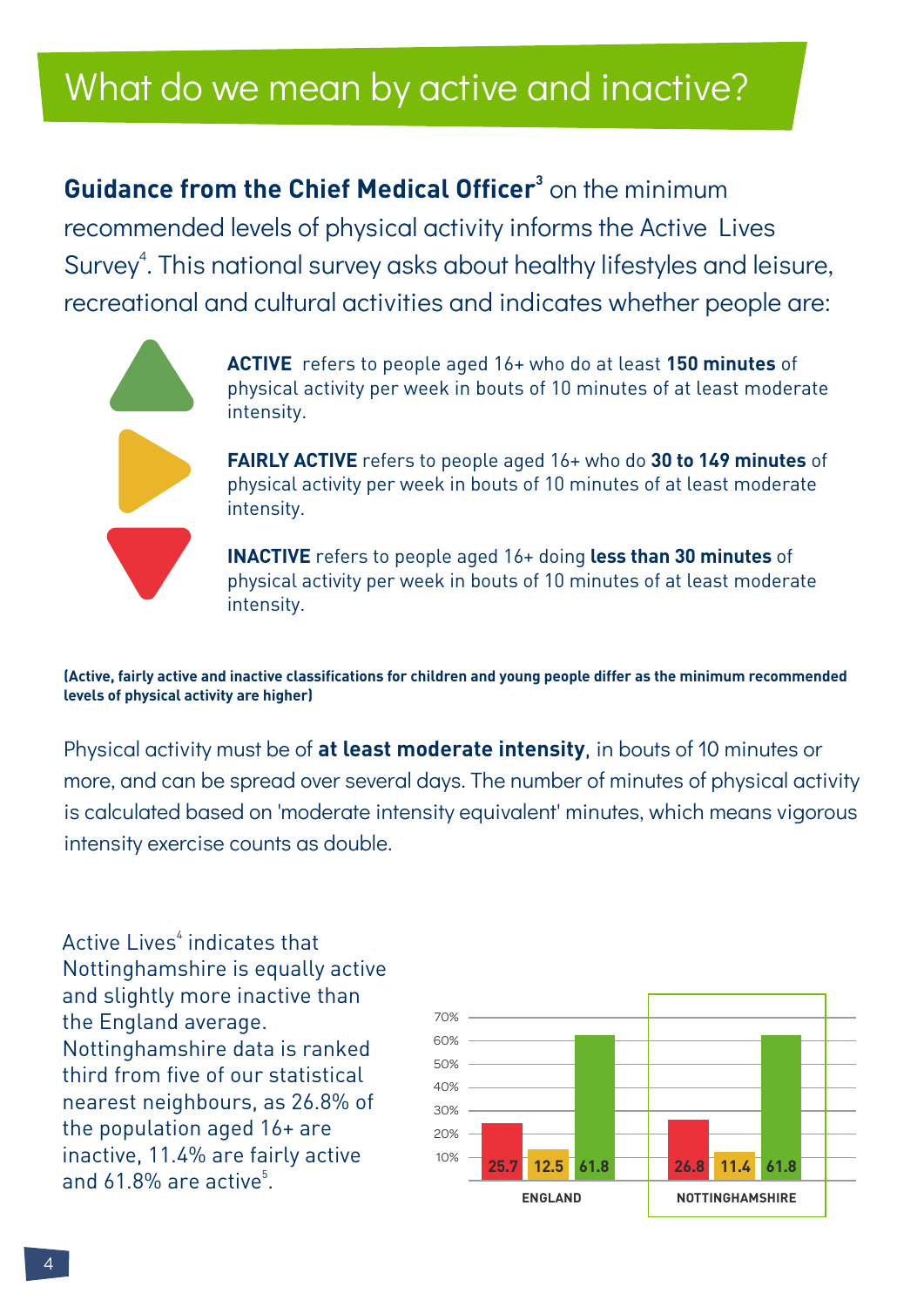# What do we mean by active and inactive?

**Guidance from the Chief Medical Officer**[3] on the minimum recommended levels of physical activity informs the Active Lives Survey[4]. This national survey asks about healthy lifestyles and leisure, recreational and cultural activities and indicates whether people are:

**ACTIVE** refers to people aged 16+ who do at least **150 minutes** of physical activity per week in bouts of 10 minutes of at least moderate intensity.

**FAIRLY ACTIVE** refers to people aged 16+ who do **30 to 149 minutes** of physical activity per week in bouts of 10 minutes of at least moderate intensity.

**INACTIVE** refers to people aged 16+ doing **less than 30 minutes** of physical activity per week in bouts of 10 minutes of at least moderate intensity.

**(Active, fairly active and inactive classifications for children and young people differ as the minimum recommended levels of physical activity are higher)**

Physical activity must be of **at least moderate intensity**, in bouts of 10 minutes or more, and can be spread over several days. The number of minutes of physical activity is calculated based on 'moderate intensity equivalent' minutes, which means vigorous intensity exercise counts as double.

Active Lives[4] indicates that Nottinghamshire is equally active and slightly more inactive than the England average. Nottinghamshire data is ranked third from five of our statistical nearest neighbours, as 26.8% of the population aged 16+ are inactive, 11.4% are fairly active and 61.8% are active[5].

| | Inactive (%) | Fairly active (%) | Active (%) |
|---|---|---|---|
| ENGLAND | 25.7 | 12.5 | 61.8 |
| NOTTINGHAMSHIRE | 26.8 | 11.4 | 61.8 |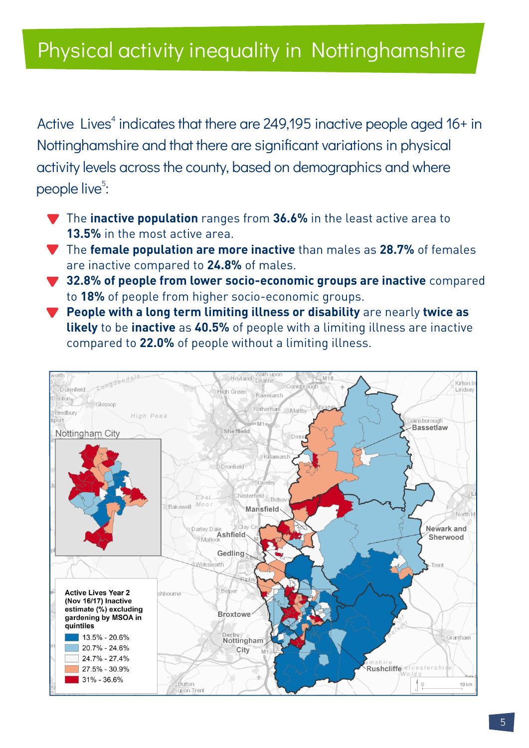# Physical activity inequality in Nottinghamshire

Active Lives[4] indicates that there are 249,195 inactive people aged 16+ in Nottinghamshire and that there are significant variations in physical activity levels across the county, based on demographics and where people live[5]:

- The **inactive population** ranges from **36.6%** in the least active area to **13.5%** in the most active area.
- The **female population are more inactive** than males as **28.7%** of females are inactive compared to **24.8%** of males.
- **32.8% of people from lower socio-economic groups are inactive** compared to **18%** of people from higher socio-economic groups.
- **People with a long term limiting illness or disability** are nearly **twice as likely** to be **inactive** as **40.5%** of people with a limiting illness are inactive compared to **22.0%** of people without a limiting illness.

Active Lives Year 2 (Nov 16/17) Inactive estimate (%) excluding gardening by MSOA in quintiles

| Range |
| --- |
| 13.5% - 20.6% |
| 20.7% - 24.6% |
| 24.7% - 27.4% |
| 27.5% - 30.9% |
| 31% - 36.6% |

Map labels: Nottingham City, Bassetlaw, Mansfield, Ashfield, Newark and Sherwood, Gedling, Broxtowe, Nottingham City, Rushcliffe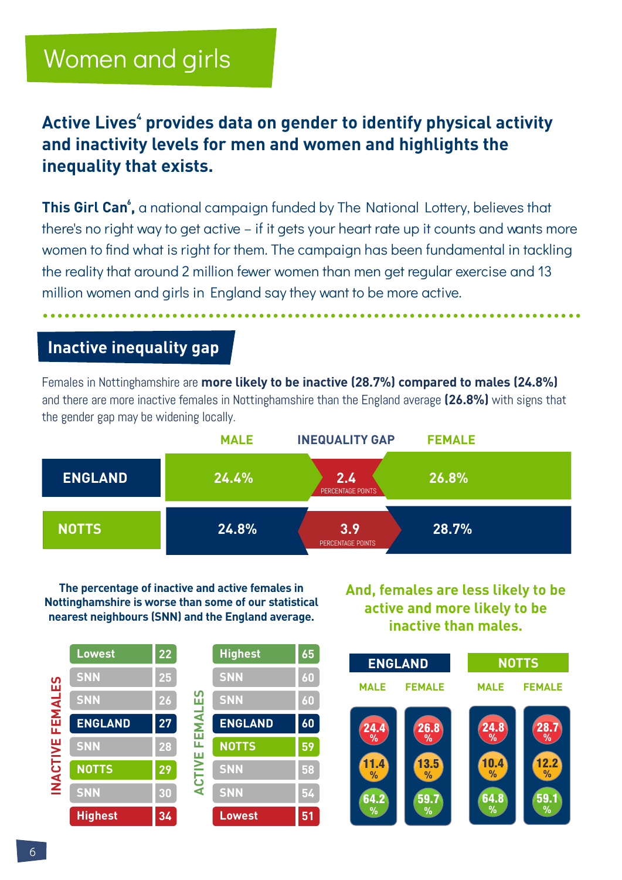# Women and girls

**Active Lives[4] provides data on gender to identify physical activity and inactivity levels for men and women and highlights the inequality that exists.**

**This Girl Can[6],** a national campaign funded by The National Lottery, believes that there's no right way to get active – if it gets your heart rate up it counts and wants more women to find what is right for them. The campaign has been fundamental in tackling the reality that around 2 million fewer women than men get regular exercise and 13 million women and girls in England say they want to be more active.

## Inactive inequality gap

Females in Nottinghamshire are **more likely to be inactive (28.7%) compared to males (24.8%)** and there are more inactive females in Nottinghamshire than the England average **(26.8%)** with signs that the gender gap may be widening locally.

| | MALE | INEQUALITY GAP | FEMALE |
|---|---|---|---|
| ENGLAND | 24.4% | 2.4 PERCENTAGE POINTS | 26.8% |
| NOTTS | 24.8% | 3.9 PERCENTAGE POINTS | 28.7% |

**The percentage of inactive and active females in Nottinghamshire is worse than some of our statistical nearest neighbours (SNN) and the England average.**

**INACTIVE FEMALES**

| | |
|---|---|
| Lowest | 22 |
| SNN | 25 |
| SNN | 26 |
| ENGLAND | 27 |
| SNN | 28 |
| NOTTS | 29 |
| SNN | 30 |
| Highest | 34 |

**ACTIVE FEMALES**

| | |
|---|---|
| Highest | 65 |
| SNN | 60 |
| SNN | 60 |
| ENGLAND | 60 |
| NOTTS | 59 |
| SNN | 58 |
| SNN | 54 |
| Lowest | 51 |

**And, females are less likely to be active and more likely to be inactive than males.**

| ENGLAND MALE | ENGLAND FEMALE | NOTTS MALE | NOTTS FEMALE |
|---|---|---|---|
| 24.4% | 26.8% | 24.8% | 28.7% |
| 11.4% | 13.5% | 10.4% | 12.2% |
| 64.2% | 59.7% | 64.8% | 59.1% |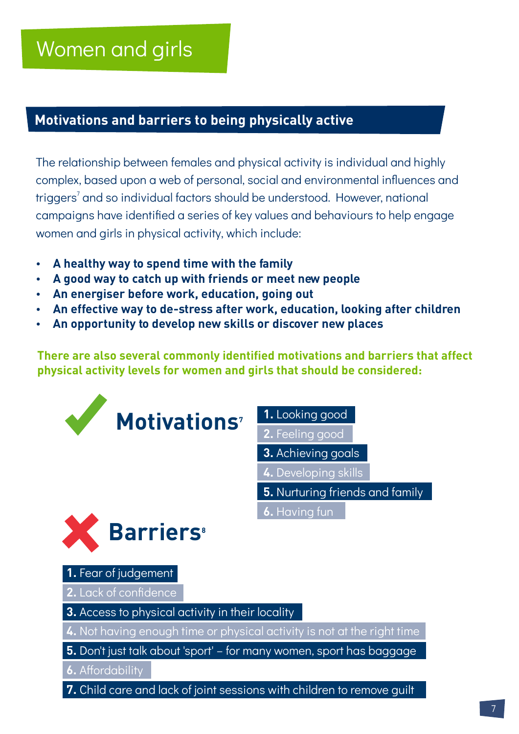# Women and girls

## Motivations and barriers to being physically active

The relationship between females and physical activity is individual and highly complex, based upon a web of personal, social and environmental influences and triggers[7] and so individual factors should be understood. However, national campaigns have identified a series of key values and behaviours to help engage women and girls in physical activity, which include:

- **A healthy way to spend time with the family**
- **A good way to catch up with friends or meet new people**
- **An energiser before work, education, going out**
- **An effective way to de-stress after work, education, looking after children**
- **An opportunity to develop new skills or discover new places**

**There are also several commonly identified motivations and barriers that affect physical activity levels for women and girls that should be considered:**

### Motivations[7]

1. Looking good
2. Feeling good
3. Achieving goals
4. Developing skills
5. Nurturing friends and family
6. Having fun

### Barriers[8]

1. Fear of judgement
2. Lack of confidence
3. Access to physical activity in their locality
4. Not having enough time or physical activity is not at the right time
5. Don't just talk about 'sport' – for many women, sport has baggage
6. Affordability
7. Child care and lack of joint sessions with children to remove guilt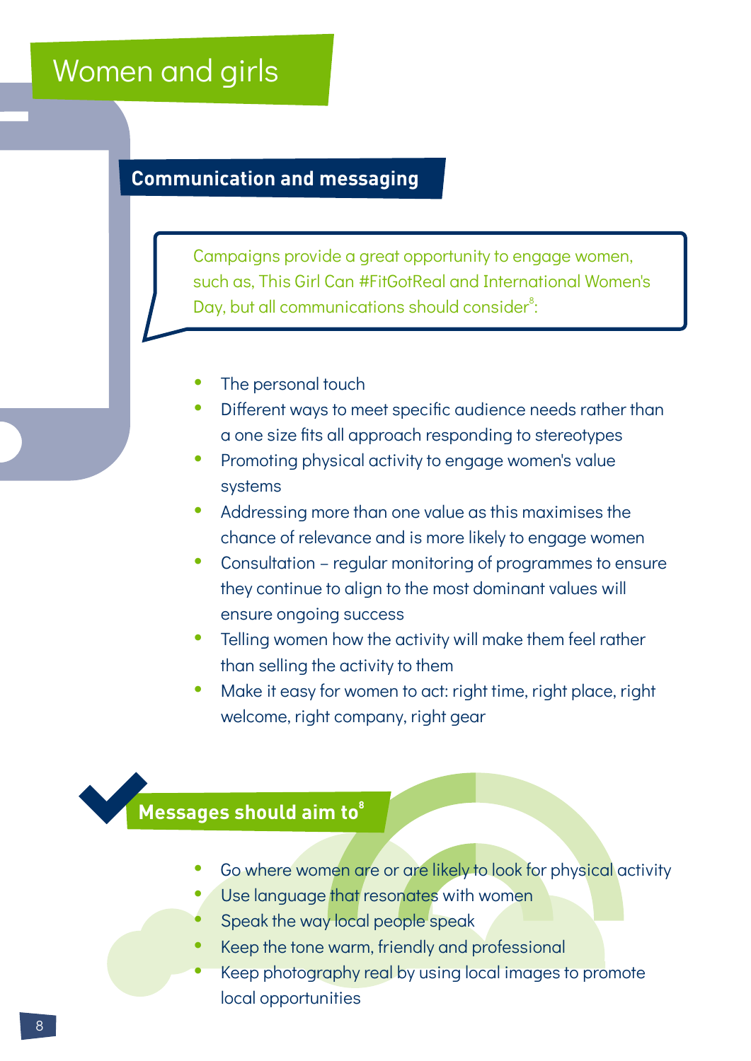# Women and girls

## Communication and messaging

Campaigns provide a great opportunity to engage women, such as, This Girl Can #FitGotReal and International Women's Day, but all communications should consider[8]:

- The personal touch
- Different ways to meet specific audience needs rather than a one size fits all approach responding to stereotypes
- Promoting physical activity to engage women's value systems
- Addressing more than one value as this maximises the chance of relevance and is more likely to engage women
- Consultation – regular monitoring of programmes to ensure they continue to align to the most dominant values will ensure ongoing success
- Telling women how the activity will make them feel rather than selling the activity to them
- Make it easy for women to act: right time, right place, right welcome, right company, right gear

## Messages should aim to[8]

- Go where women are or are likely to look for physical activity
- Use language that resonates with women
- Speak the way local people speak
- Keep the tone warm, friendly and professional
- Keep photography real by using local images to promote local opportunities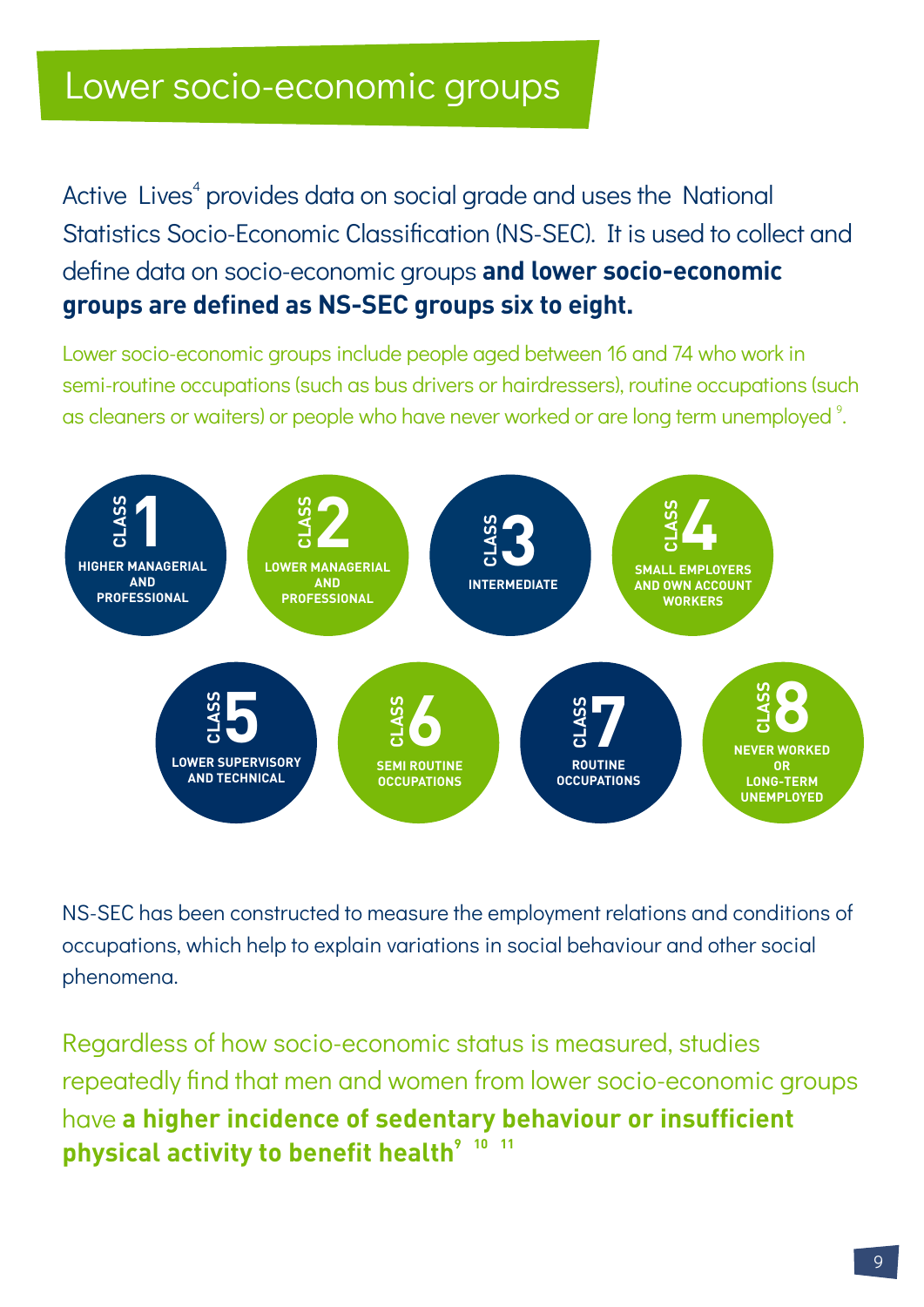# Lower socio-economic groups

Active Lives[4] provides data on social grade and uses the National Statistics Socio-Economic Classification (NS-SEC). It is used to collect and define data on socio-economic groups **and lower socio-economic groups are defined as NS-SEC groups six to eight.**

Lower socio-economic groups include people aged between 16 and 74 who work in semi-routine occupations (such as bus drivers or hairdressers), routine occupations (such as cleaners or waiters) or people who have never worked or are long term unemployed [9].

- **CLASS 1** – HIGHER MANAGERIAL AND PROFESSIONAL
- **CLASS 2** – LOWER MANAGERIAL AND PROFESSIONAL
- **CLASS 3** – INTERMEDIATE
- **CLASS 4** – SMALL EMPLOYERS AND OWN ACCOUNT WORKERS
- **CLASS 5** – LOWER SUPERVISORY AND TECHNICAL
- **CLASS 6** – SEMI ROUTINE OCCUPATIONS
- **CLASS 7** – ROUTINE OCCUPATIONS
- **CLASS 8** – NEVER WORKED OR LONG-TERM UNEMPLOYED

NS-SEC has been constructed to measure the employment relations and conditions of occupations, which help to explain variations in social behaviour and other social phenomena.

Regardless of how socio-economic status is measured, studies repeatedly find that men and women from lower socio-economic groups have **a higher incidence of sedentary behaviour or insufficient physical activity to benefit health**[9, 10, 11]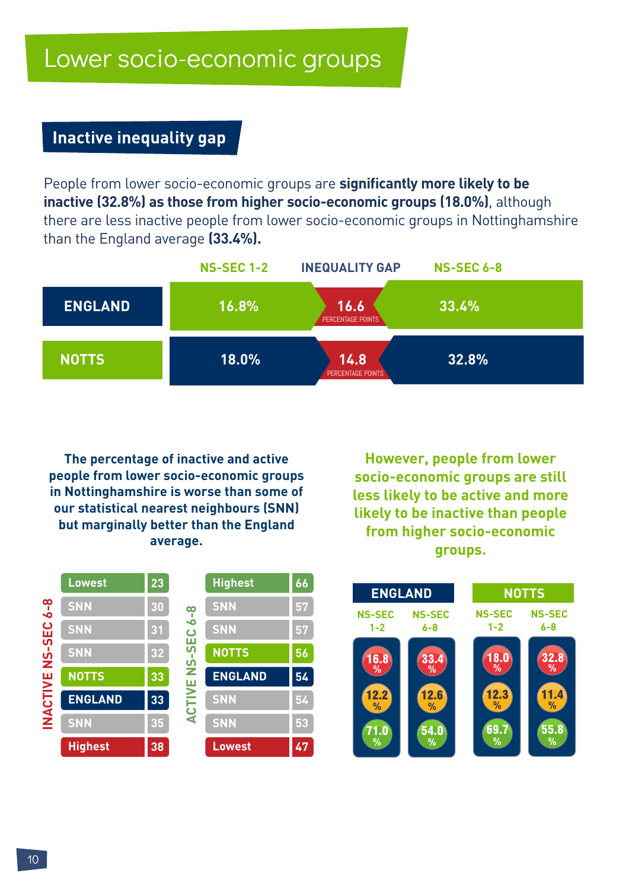# Lower socio-economic groups

## Inactive inequality gap

People from lower socio-economic groups are **significantly more likely to be inactive (32.8%) as those from higher socio-economic groups (18.0%)**, although there are less inactive people from lower socio-economic groups in Nottinghamshire than the England average **(33.4%).**

| | NS-SEC 1-2 | INEQUALITY GAP | NS-SEC 6-8 |
|---|---|---|---|
| ENGLAND | 16.8% | 16.6 PERCENTAGE POINTS | 33.4% |
| NOTTS | 18.0% | 14.8 PERCENTAGE POINTS | 32.8% |

**The percentage of inactive and active people from lower socio-economic groups in Nottinghamshire is worse than some of our statistical nearest neighbours (SNN) but marginally better than the England average.**

**INACTIVE NS-SEC 6-8**

| | |
|---|---|
| Lowest | 23 |
| SNN | 30 |
| SNN | 31 |
| SNN | 32 |
| NOTTS | 33 |
| ENGLAND | 33 |
| SNN | 35 |
| Highest | 38 |

**ACTIVE NS-SEC 6-8**

| | |
|---|---|
| Highest | 66 |
| SNN | 57 |
| SNN | 57 |
| NOTTS | 56 |
| ENGLAND | 54 |
| SNN | 54 |
| SNN | 53 |
| Lowest | 47 |

**However, people from lower socio-economic groups are still less likely to be active and more likely to be inactive than people from higher socio-economic groups.**

| | ENGLAND NS-SEC 1-2 | ENGLAND NS-SEC 6-8 | NOTTS NS-SEC 1-2 | NOTTS NS-SEC 6-8 |
|---|---|---|---|---|
| Inactive | 16.8% | 33.4% | 18.0% | 32.8% |
| Fairly active | 12.2% | 12.6% | 12.3% | 11.4% |
| Active | 71.0% | 54.0% | 69.7% | 55.8% |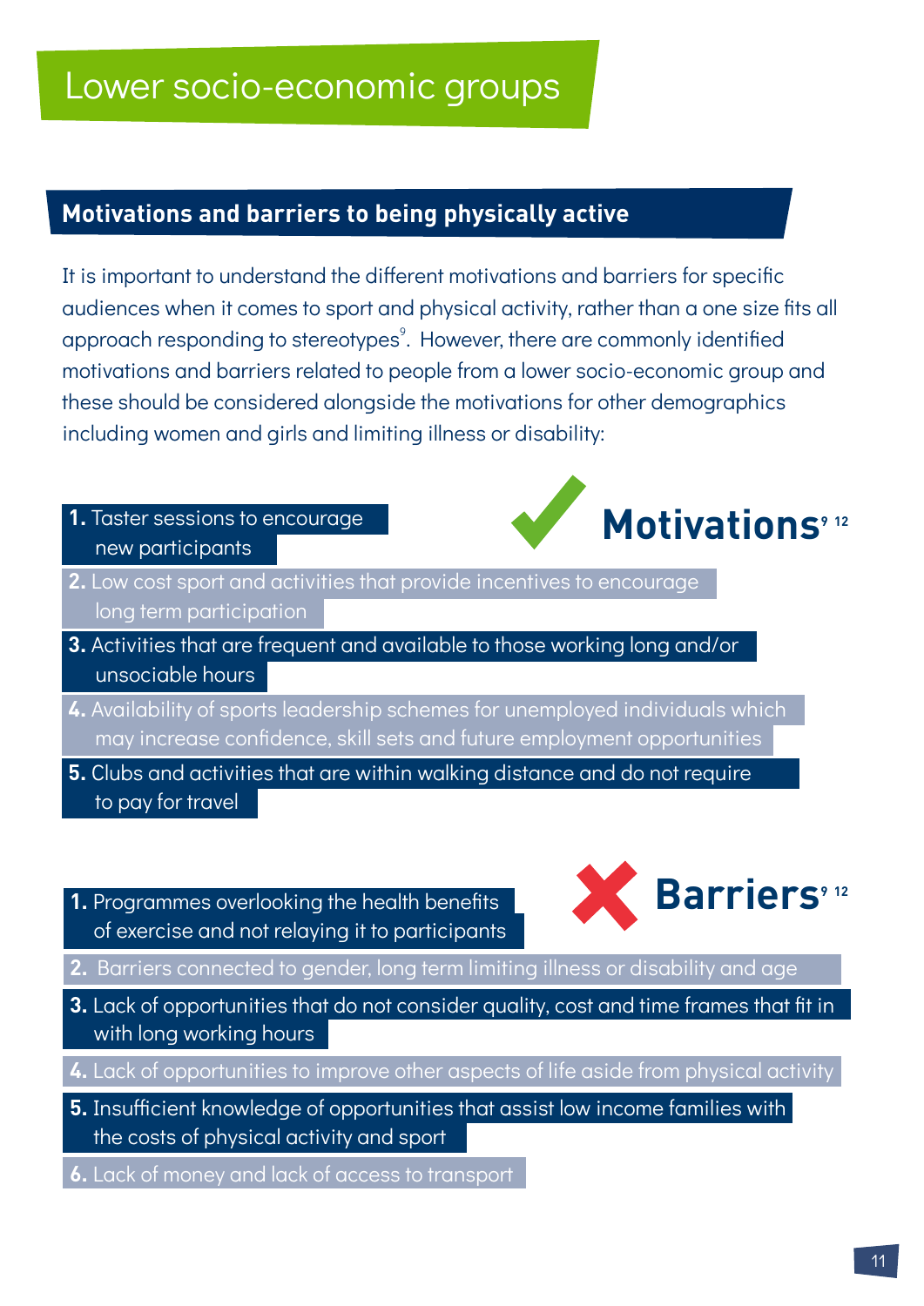# Lower socio-economic groups

## Motivations and barriers to being physically active

It is important to understand the different motivations and barriers for specific audiences when it comes to sport and physical activity, rather than a one size fits all approach responding to stereotypes[9]. However, there are commonly identified motivations and barriers related to people from a lower socio-economic group and these should be considered alongside the motivations for other demographics including women and girls and limiting illness or disability:

### Motivations[9 12]

1. Taster sessions to encourage new participants
2. Low cost sport and activities that provide incentives to encourage long term participation
3. Activities that are frequent and available to those working long and/or unsociable hours
4. Availability of sports leadership schemes for unemployed individuals which may increase confidence, skill sets and future employment opportunities
5. Clubs and activities that are within walking distance and do not require to pay for travel

### Barriers[9 12]

1. Programmes overlooking the health benefits of exercise and not relaying it to participants
2. Barriers connected to gender, long term limiting illness or disability and age
3. Lack of opportunities that do not consider quality, cost and time frames that fit in with long working hours
4. Lack of opportunities to improve other aspects of life aside from physical activity
5. Insufficient knowledge of opportunities that assist low income families with the costs of physical activity and sport
6. Lack of money and lack of access to transport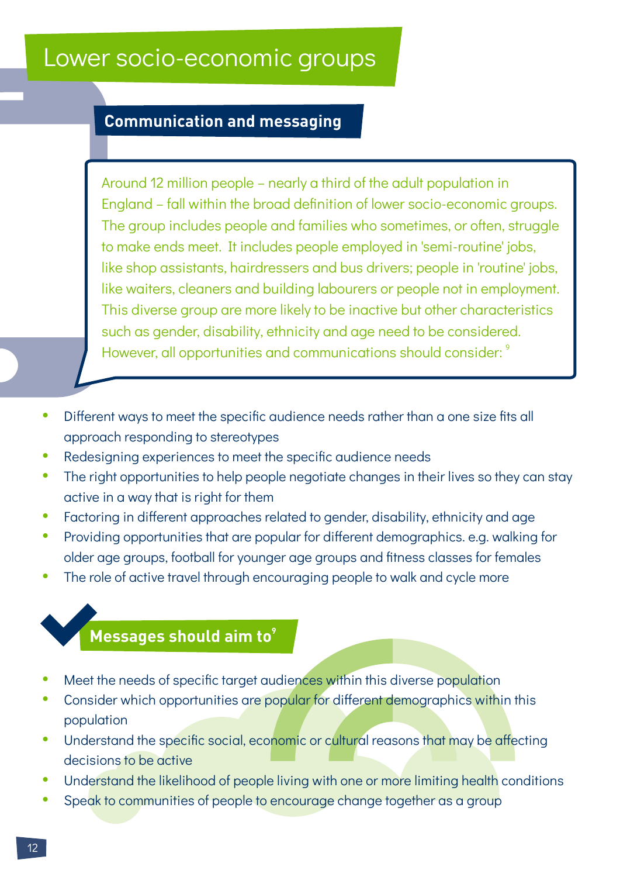# Lower socio-economic groups

## Communication and messaging

Around 12 million people – nearly a third of the adult population in England – fall within the broad definition of lower socio-economic groups. The group includes people and families who sometimes, or often, struggle to make ends meet. It includes people employed in 'semi-routine' jobs, like shop assistants, hairdressers and bus drivers; people in 'routine' jobs, like waiters, cleaners and building labourers or people not in employment. This diverse group are more likely to be inactive but other characteristics such as gender, disability, ethnicity and age need to be considered. However, all opportunities and communications should consider: [9]

- Different ways to meet the specific audience needs rather than a one size fits all approach responding to stereotypes
- Redesigning experiences to meet the specific audience needs
- The right opportunities to help people negotiate changes in their lives so they can stay active in a way that is right for them
- Factoring in different approaches related to gender, disability, ethnicity and age
- Providing opportunities that are popular for different demographics. e.g. walking for older age groups, football for younger age groups and fitness classes for females
- The role of active travel through encouraging people to walk and cycle more

## Messages should aim to[9]

- Meet the needs of specific target audiences within this diverse population
- Consider which opportunities are popular for different demographics within this population
- Understand the specific social, economic or cultural reasons that may be affecting decisions to be active
- Understand the likelihood of people living with one or more limiting health conditions
- Speak to communities of people to encourage change together as a group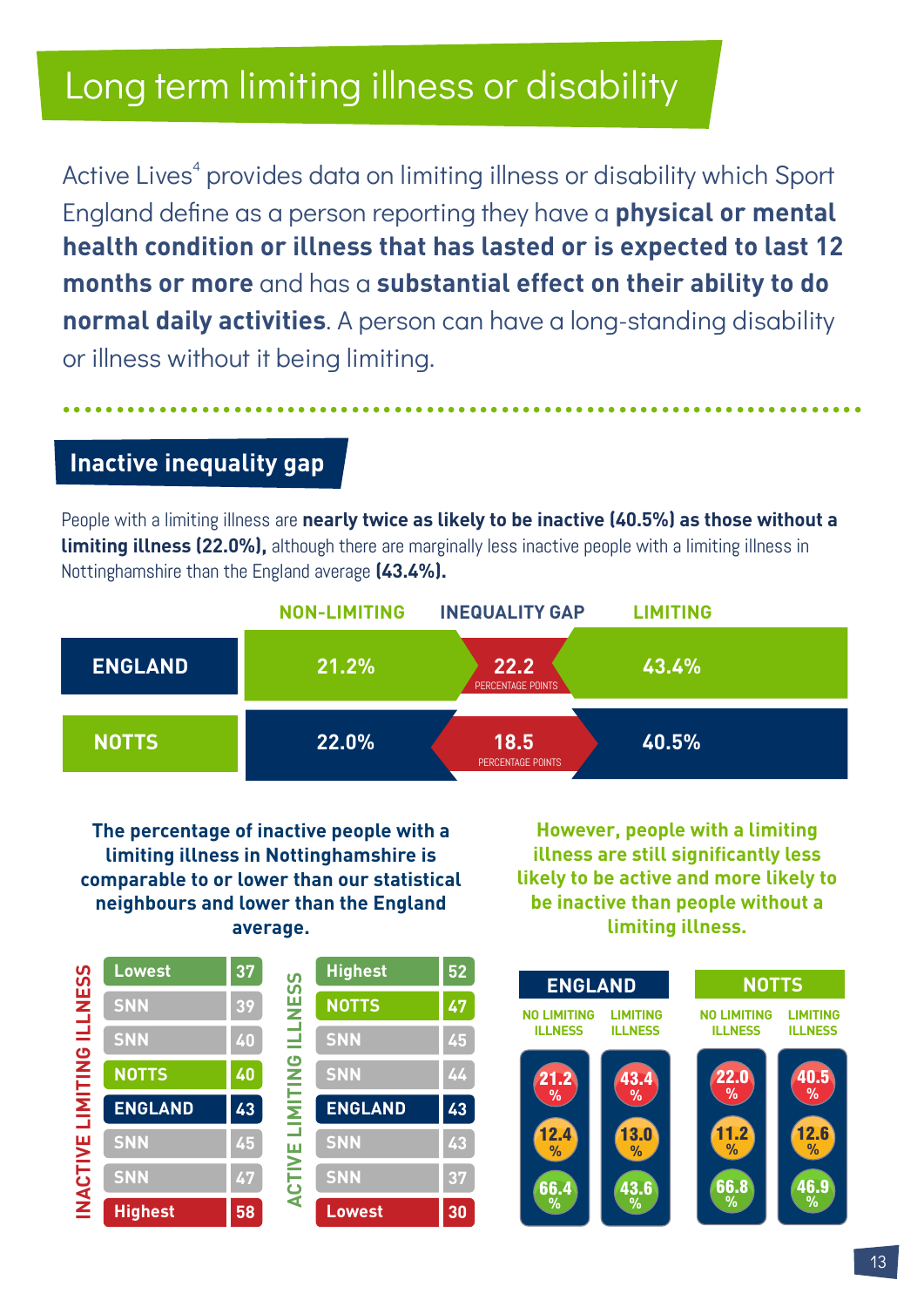# Long term limiting illness or disability

Active Lives[4] provides data on limiting illness or disability which Sport England define as a person reporting they have a **physical or mental health condition or illness that has lasted or is expected to last 12 months or more** and has a **substantial effect on their ability to do normal daily activities**. A person can have a long-standing disability or illness without it being limiting.

## Inactive inequality gap

People with a limiting illness are **nearly twice as likely to be inactive (40.5%) as those without a limiting illness (22.0%),** although there are marginally less inactive people with a limiting illness in Nottinghamshire than the England average **(43.4%).**

| | NON-LIMITING | INEQUALITY GAP | LIMITING |
|---|---|---|---|
| ENGLAND | 21.2% | 22.2 PERCENTAGE POINTS | 43.4% |
| NOTTS | 22.0% | 18.5 PERCENTAGE POINTS | 40.5% |

**The percentage of inactive people with a limiting illness in Nottinghamshire is comparable to or lower than our statistical neighbours and lower than the England average.**

| INACTIVE LIMITING ILLNESS | | ACTIVE LIMITING ILLNESS | |
|---|---|---|---|
| Lowest | 37 | Highest | 52 |
| SNN | 39 | NOTTS | 47 |
| SNN | 40 | SNN | 45 |
| NOTTS | 40 | SNN | 44 |
| ENGLAND | 43 | ENGLAND | 43 |
| SNN | 45 | SNN | 43 |
| SNN | 47 | SNN | 37 |
| Highest | 58 | Lowest | 30 |

**However, people with a limiting illness are still significantly less likely to be active and more likely to be inactive than people without a limiting illness.**

| | ENGLAND – NO LIMITING ILLNESS | ENGLAND – LIMITING ILLNESS | NOTTS – NO LIMITING ILLNESS | NOTTS – LIMITING ILLNESS |
|---|---|---|---|---|
| Inactive | 21.2% | 43.4% | 22.0% | 40.5% |
| Fairly active | 12.4% | 13.0% | 11.2% | 12.6% |
| Active | 66.4% | 43.6% | 66.8% | 46.9% |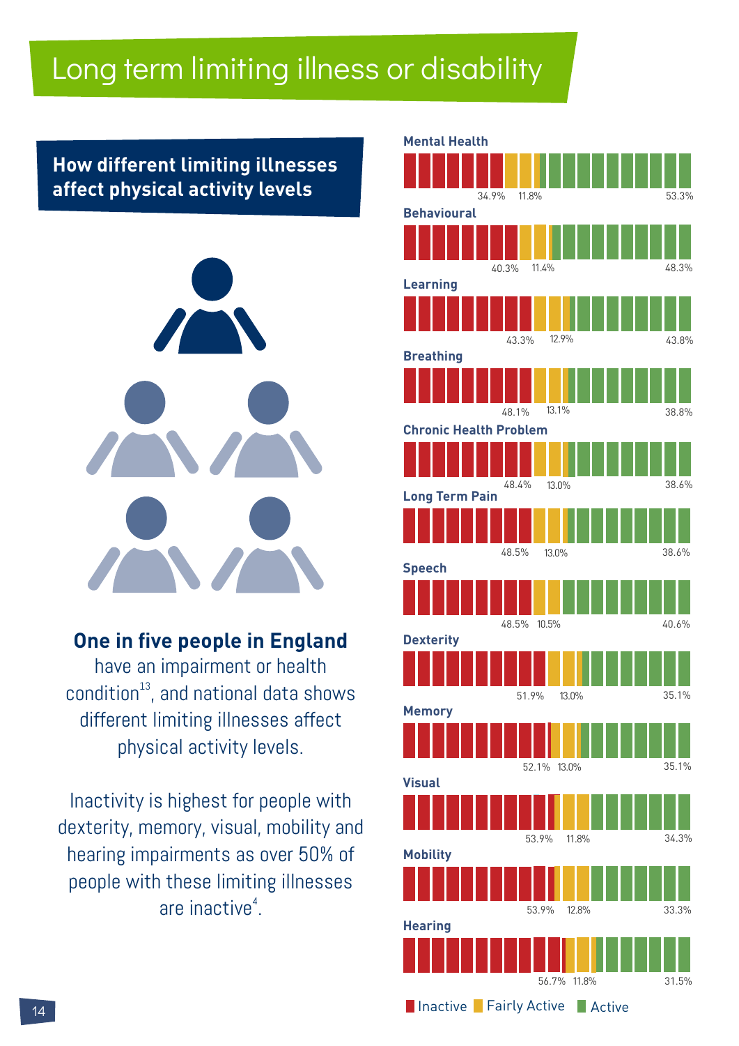# Long term limiting illness or disability

## How different limiting illnesses affect physical activity levels

**One in five people in England** have an impairment or health condition[13], and national data shows different limiting illnesses affect physical activity levels.

Inactivity is highest for people with dexterity, memory, visual, mobility and hearing impairments as over 50% of people with these limiting illnesses are inactive[4].

| Limiting illness | Inactive | Fairly Active | Active |
|---|---|---|---|
| Mental Health | 34.9% | 11.8% | 53.3% |
| Behavioural | 40.3% | 11.4% | 48.3% |
| Learning | 43.3% | 12.9% | 43.8% |
| Breathing | 48.1% | 13.1% | 38.8% |
| Chronic Health Problem | 48.4% | 13.0% | 38.6% |
| Long Term Pain | 48.5% | 13.0% | 38.6% |
| Speech | 48.5% | 10.5% | 40.6% |
| Dexterity | 51.9% | 13.0% | 35.1% |
| Memory | 52.1% | 13.0% | 35.1% |
| Visual | 53.9% | 11.8% | 34.3% |
| Mobility | 53.9% | 12.8% | 33.3% |
| Hearing | 56.7% | 11.8% | 31.5% |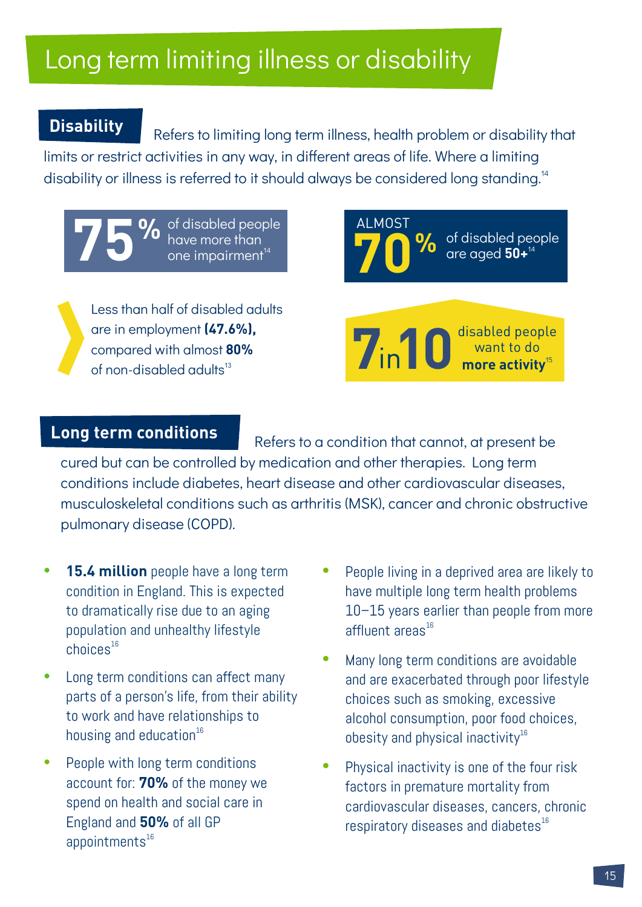# Long term limiting illness or disability

**Disability** Refers to limiting long term illness, health problem or disability that limits or restrict activities in any way, in different areas of life. Where a limiting disability or illness is referred to it should always be considered long standing.[14]

**75%** of disabled people have more than one impairment[14]

ALMOST **70%** of disabled people are aged **50+**[14]

Less than half of disabled adults are in employment **(47.6%),** compared with almost **80%** of non-disabled adults[13]

**7 in 10** disabled people want to do **more activity**[15]

**Long term conditions** Refers to a condition that cannot, at present be cured but can be controlled by medication and other therapies. Long term conditions include diabetes, heart disease and other cardiovascular diseases, musculoskeletal conditions such as arthritis (MSK), cancer and chronic obstructive pulmonary disease (COPD).

- **15.4 million** people have a long term condition in England. This is expected to dramatically rise due to an aging population and unhealthy lifestyle choices[16]
- Long term conditions can affect many parts of a person's life, from their ability to work and have relationships to housing and education[16]
- People with long term conditions account for: **70%** of the money we spend on health and social care in England and **50%** of all GP appointments[16]
- People living in a deprived area are likely to have multiple long term health problems 10–15 years earlier than people from more affluent areas[16]
- Many long term conditions are avoidable and are exacerbated through poor lifestyle choices such as smoking, excessive alcohol consumption, poor food choices, obesity and physical inactivity[16]
- Physical inactivity is one of the four risk factors in premature mortality from cardiovascular diseases, cancers, chronic respiratory diseases and diabetes[16]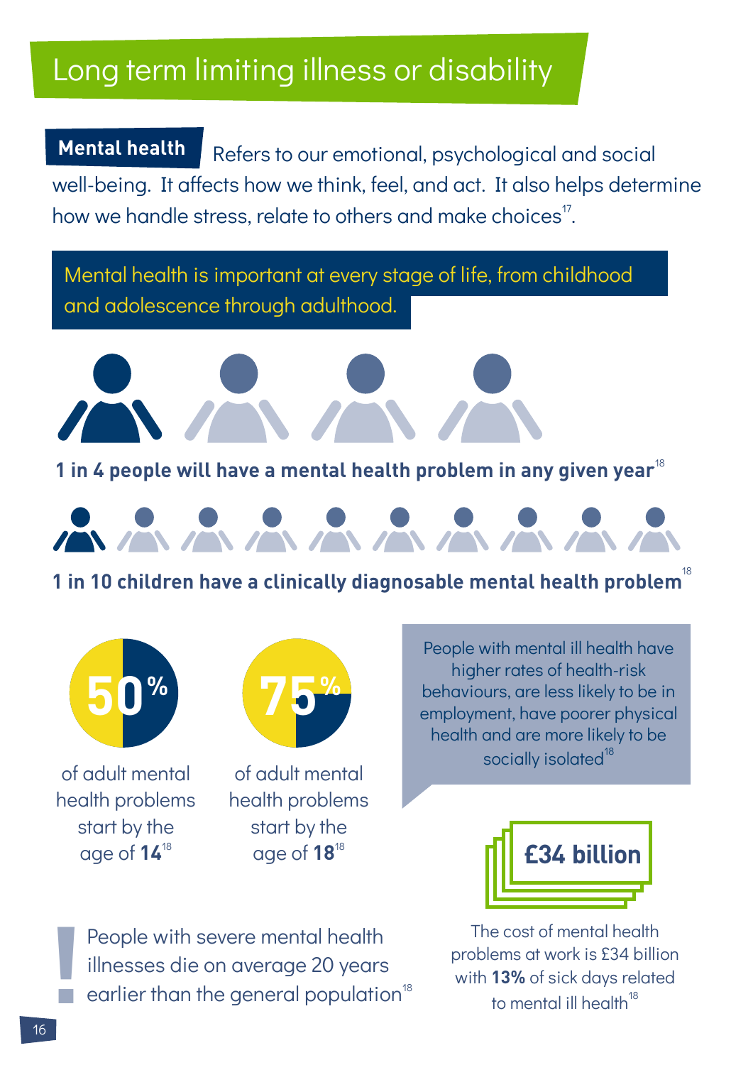# Long term limiting illness or disability

**Mental health** Refers to our emotional, psychological and social well-being. It affects how we think, feel, and act. It also helps determine how we handle stress, relate to others and make choices[17].

Mental health is important at every stage of life, from childhood and adolescence through adulthood.

**1 in 4 people will have a mental health problem in any given year**[18]

**1 in 10 children have a clinically diagnosable mental health problem**[18]

**50%** of adult mental health problems start by the age of **14**[18]

**75%** of adult mental health problems start by the age of **18**[18]

People with mental ill health have higher rates of health-risk behaviours, are less likely to be in employment, have poorer physical health and are more likely to be socially isolated[18]

**£34 billion**

The cost of mental health problems at work is £34 billion with **13%** of sick days related to mental ill health[18]

People with severe mental health illnesses die on average 20 years earlier than the general population[18]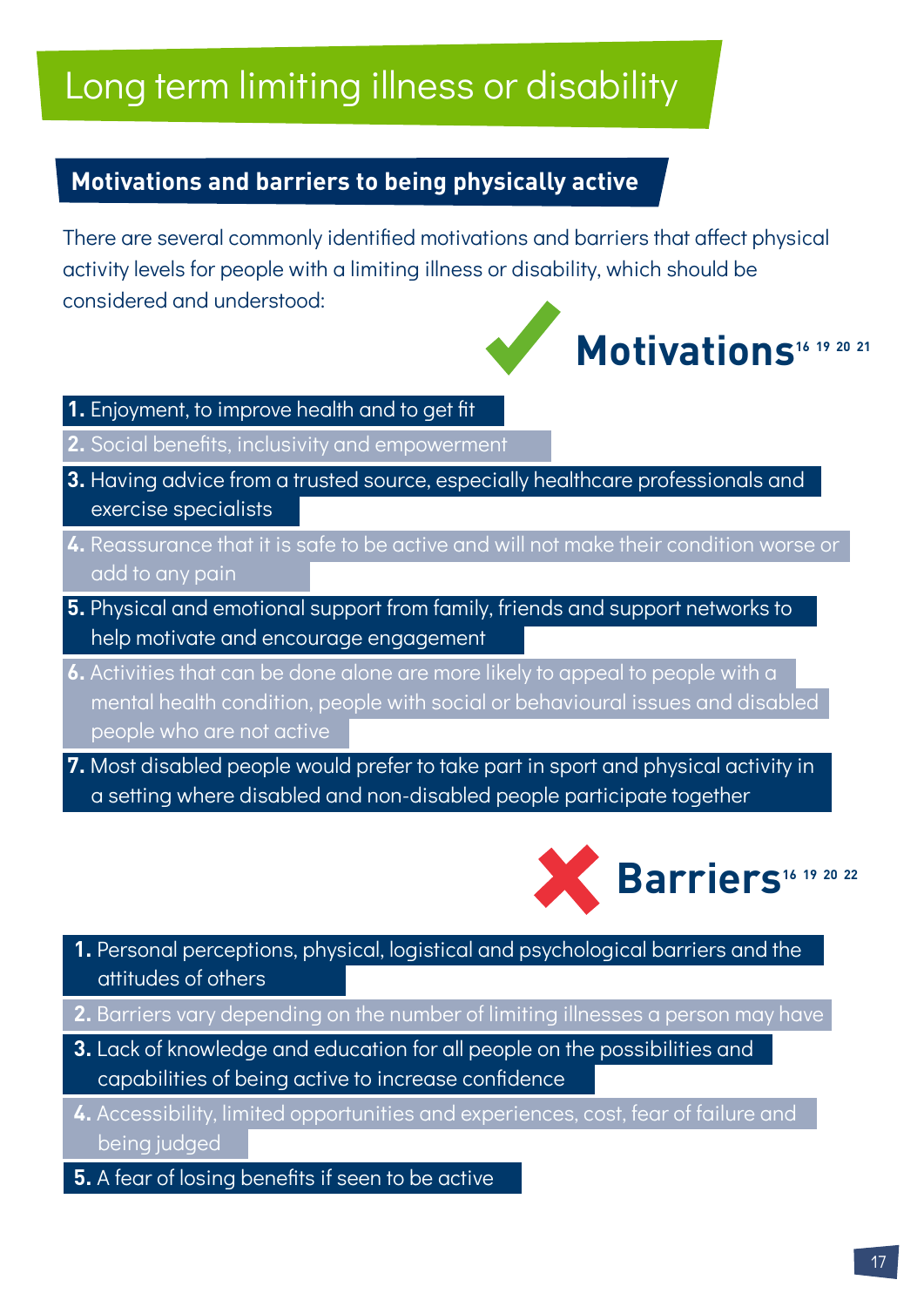# Long term limiting illness or disability

## Motivations and barriers to being physically active

There are several commonly identified motivations and barriers that affect physical activity levels for people with a limiting illness or disability, which should be considered and understood:

### Motivations[16 19 20 21]

1. Enjoyment, to improve health and to get fit
2. Social benefits, inclusivity and empowerment
3. Having advice from a trusted source, especially healthcare professionals and exercise specialists
4. Reassurance that it is safe to be active and will not make their condition worse or add to any pain
5. Physical and emotional support from family, friends and support networks to help motivate and encourage engagement
6. Activities that can be done alone are more likely to appeal to people with a mental health condition, people with social or behavioural issues and disabled people who are not active
7. Most disabled people would prefer to take part in sport and physical activity in a setting where disabled and non-disabled people participate together

### Barriers[16 19 20 22]

1. Personal perceptions, physical, logistical and psychological barriers and the attitudes of others
2. Barriers vary depending on the number of limiting illnesses a person may have
3. Lack of knowledge and education for all people on the possibilities and capabilities of being active to increase confidence
4. Accessibility, limited opportunities and experiences, cost, fear of failure and being judged
5. A fear of losing benefits if seen to be active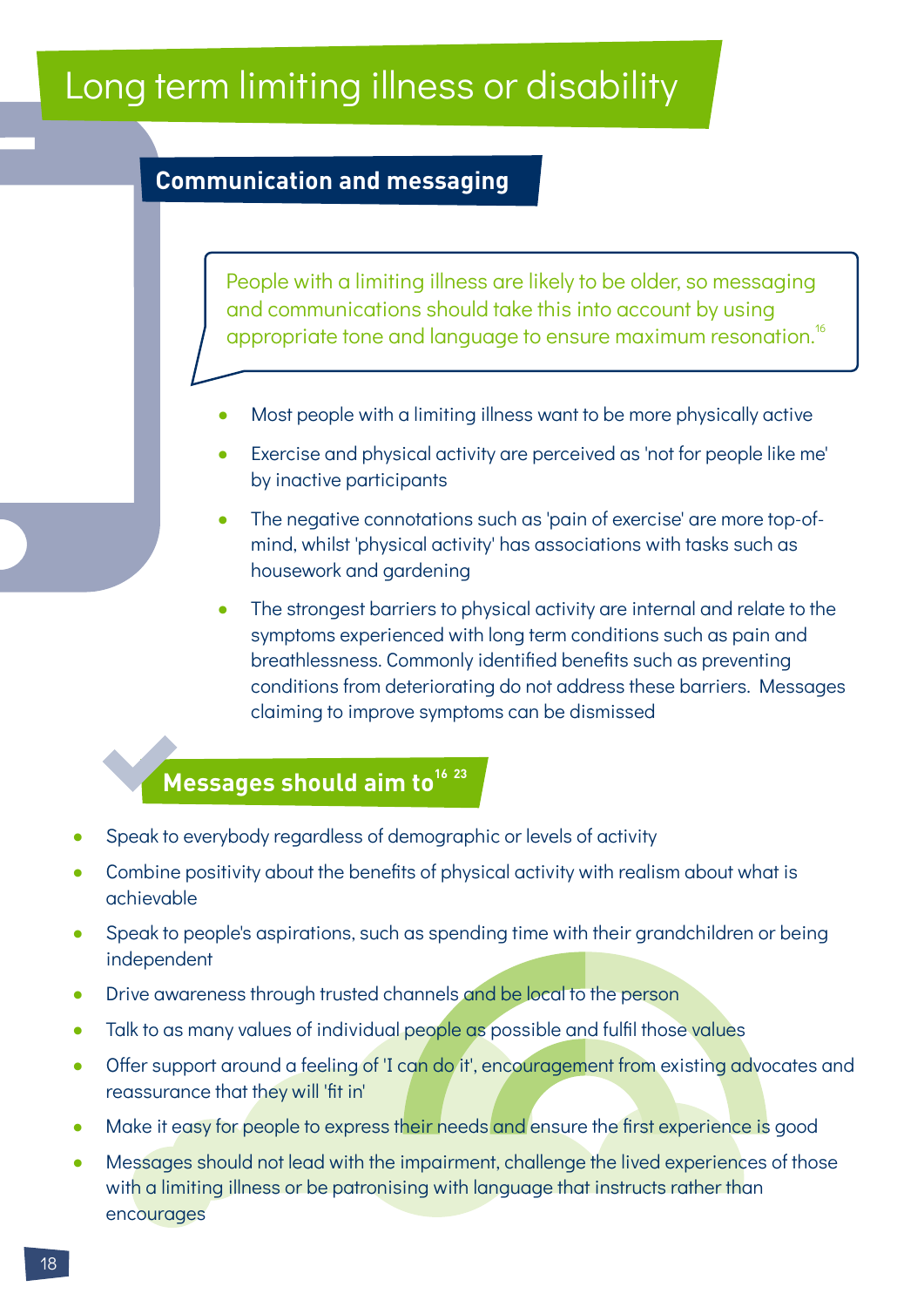# Long term limiting illness or disability

## Communication and messaging

People with a limiting illness are likely to be older, so messaging and communications should take this into account by using appropriate tone and language to ensure maximum resonation.[16]

- Most people with a limiting illness want to be more physically active
- Exercise and physical activity are perceived as 'not for people like me' by inactive participants
- The negative connotations such as 'pain of exercise' are more top-of-mind, whilst 'physical activity' has associations with tasks such as housework and gardening
- The strongest barriers to physical activity are internal and relate to the symptoms experienced with long term conditions such as pain and breathlessness. Commonly identified benefits such as preventing conditions from deteriorating do not address these barriers. Messages claiming to improve symptoms can be dismissed

## Messages should aim to[16, 23]

- Speak to everybody regardless of demographic or levels of activity
- Combine positivity about the benefits of physical activity with realism about what is achievable
- Speak to people's aspirations, such as spending time with their grandchildren or being independent
- Drive awareness through trusted channels and be local to the person
- Talk to as many values of individual people as possible and fulfil those values
- Offer support around a feeling of 'I can do it', encouragement from existing advocates and reassurance that they will 'fit in'
- Make it easy for people to express their needs and ensure the first experience is good
- Messages should not lead with the impairment, challenge the lived experiences of those with a limiting illness or be patronising with language that instructs rather than encourages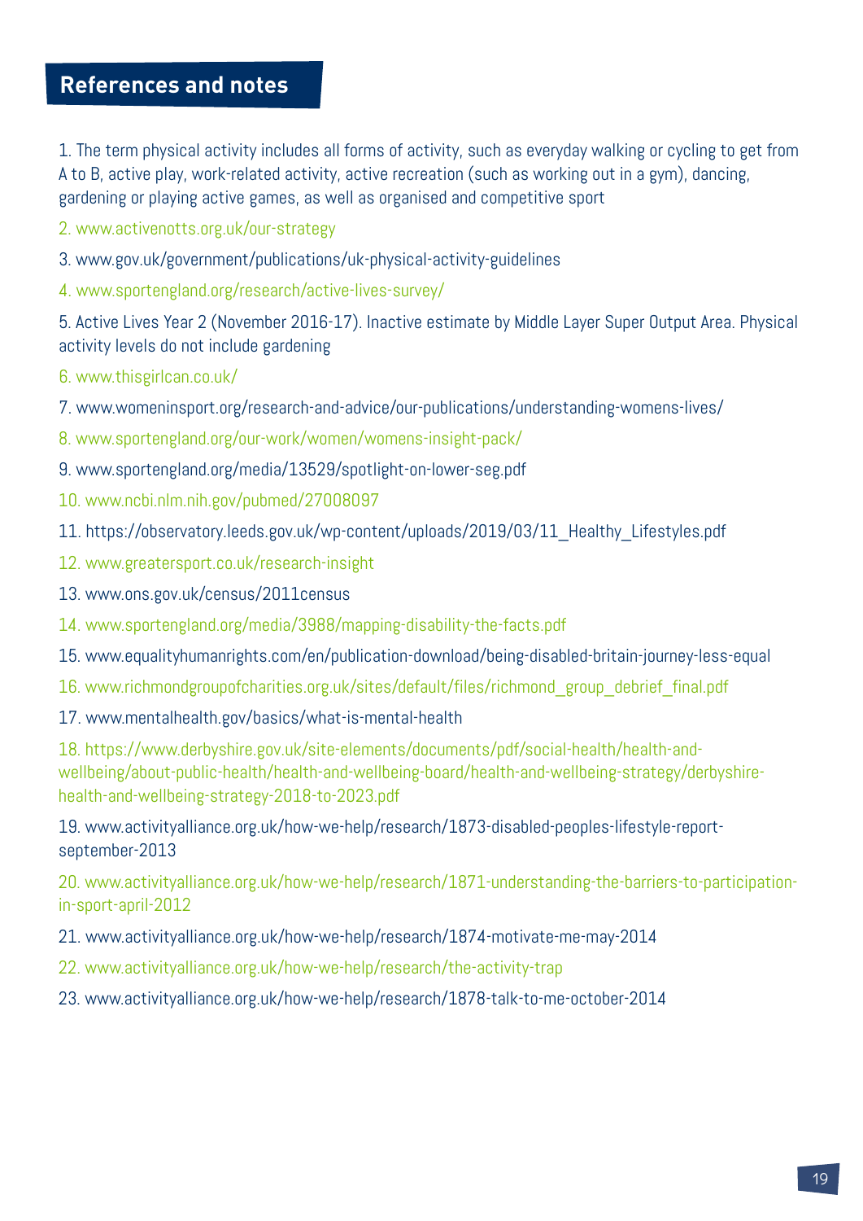## References and notes

1. The term physical activity includes all forms of activity, such as everyday walking or cycling to get from A to B, active play, work-related activity, active recreation (such as working out in a gym), dancing, gardening or playing active games, as well as organised and competitive sport
2. www.activenotts.org.uk/our-strategy
3. www.gov.uk/government/publications/uk-physical-activity-guidelines
4. www.sportengland.org/research/active-lives-survey/
5. Active Lives Year 2 (November 2016-17). Inactive estimate by Middle Layer Super Output Area. Physical activity levels do not include gardening
6. www.thisgirlcan.co.uk/
7. www.womeninsport.org/research-and-advice/our-publications/understanding-womens-lives/
8. www.sportengland.org/our-work/women/womens-insight-pack/
9. www.sportengland.org/media/13529/spotlight-on-lower-seg.pdf
10. www.ncbi.nlm.nih.gov/pubmed/27008097
11. https://observatory.leeds.gov.uk/wp-content/uploads/2019/03/11_Healthy_Lifestyles.pdf
12. www.greatersport.co.uk/research-insight
13. www.ons.gov.uk/census/2011census
14. www.sportengland.org/media/3988/mapping-disability-the-facts.pdf
15. www.equalityhumanrights.com/en/publication-download/being-disabled-britain-journey-less-equal
16. www.richmondgroupofcharities.org.uk/sites/default/files/richmond_group_debrief_final.pdf
17. www.mentalhealth.gov/basics/what-is-mental-health
18. https://www.derbyshire.gov.uk/site-elements/documents/pdf/social-health/health-and-wellbeing/about-public-health/health-and-wellbeing-board/health-and-wellbeing-strategy/derbyshire-health-and-wellbeing-strategy-2018-to-2023.pdf
19. www.activityalliance.org.uk/how-we-help/research/1873-disabled-peoples-lifestyle-report-september-2013
20. www.activityalliance.org.uk/how-we-help/research/1871-understanding-the-barriers-to-participation-in-sport-april-2012
21. www.activityalliance.org.uk/how-we-help/research/1874-motivate-me-may-2014
22. www.activityalliance.org.uk/how-we-help/research/the-activity-trap
23. www.activityalliance.org.uk/how-we-help/research/1878-talk-to-me-october-2014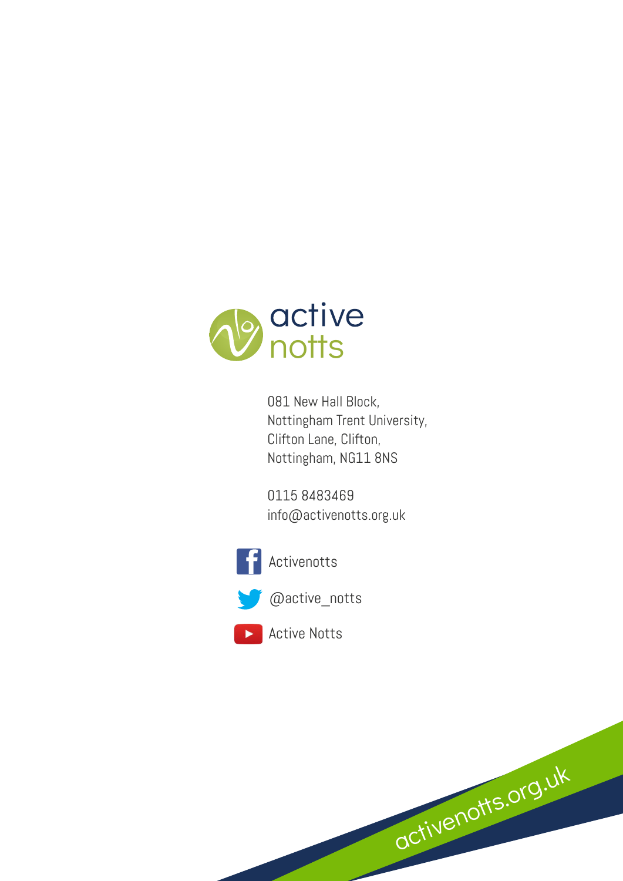active
notts

081 New Hall Block,
Nottingham Trent University,
Clifton Lane, Clifton,
Nottingham, NG11 8NS

0115 8483469
info@activenotts.org.uk

Activenotts

@active_notts

Active Notts

activenotts.org.uk